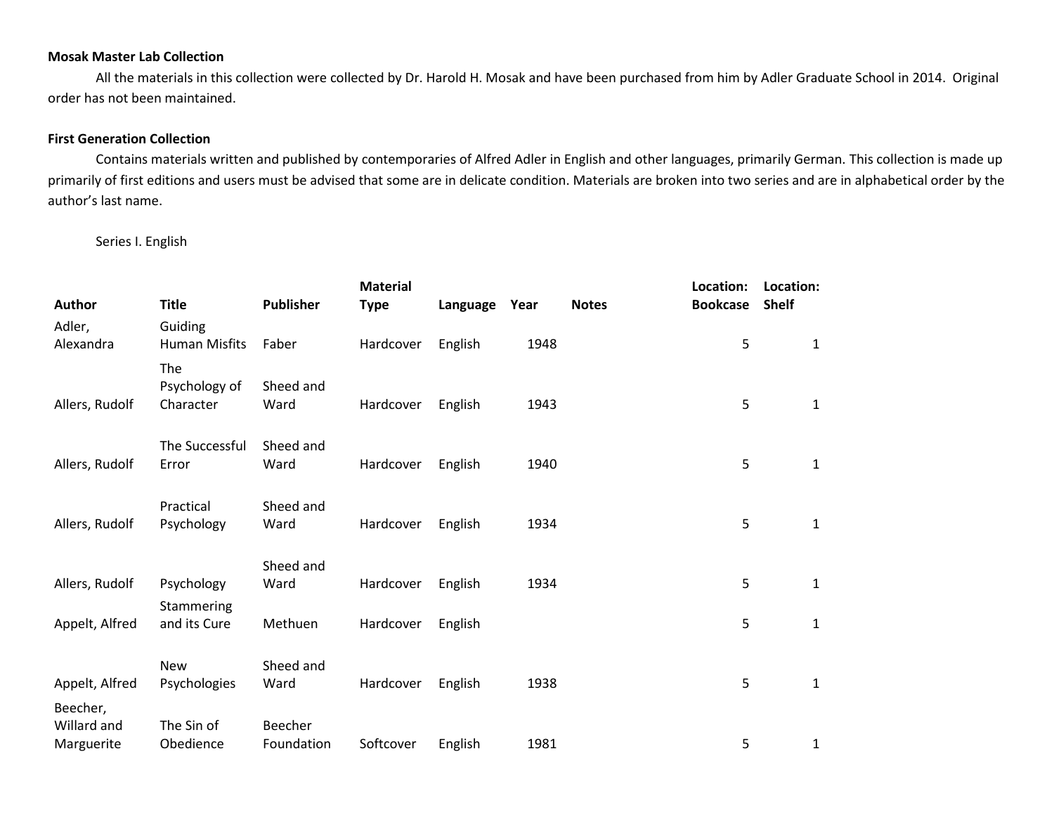**Mosak Master Lab Collection**

All the materials in this collection were collected by Dr. Harold H. Mosak and have been purchased from him by Adler Graduate School in 2014. Original order has not been maintained.

**First Generation Collection**

Contains materials written and published by contemporaries of Alfred Adler in English and other languages, primarily German. This collection is made up primarily of first editions and users must be advised that some are in delicate condition. Materials are broken into two series and are in alphabetical order by the author's last name.

Series I. English

| Author | Title | Publisher | Material Type | Language | Year | Notes | Location: Bookcase | Location: Shelf |
|---|---|---|---|---|---|---|---|---|
| Adler, Alexandra | Guiding Human Misfits | Faber | Hardcover | English | 1948 | | 5 | 1 |
| Allers, Rudolf | The Psychology of Character | Sheed and Ward | Hardcover | English | 1943 | | 5 | 1 |
| Allers, Rudolf | The Successful Error | Sheed and Ward | Hardcover | English | 1940 | | 5 | 1 |
| Allers, Rudolf | Practical Psychology | Sheed and Ward | Hardcover | English | 1934 | | 5 | 1 |
| Allers, Rudolf | Psychology | Sheed and Ward | Hardcover | English | 1934 | | 5 | 1 |
| Appelt, Alfred | Stammering and its Cure | Methuen | Hardcover | English | | | 5 | 1 |
| Appelt, Alfred | New Psychologies | Sheed and Ward | Hardcover | English | 1938 | | 5 | 1 |
| Beecher, Willard and Marguerite | The Sin of Obedience | Beecher Foundation | Softcover | English | 1981 | | 5 | 1 |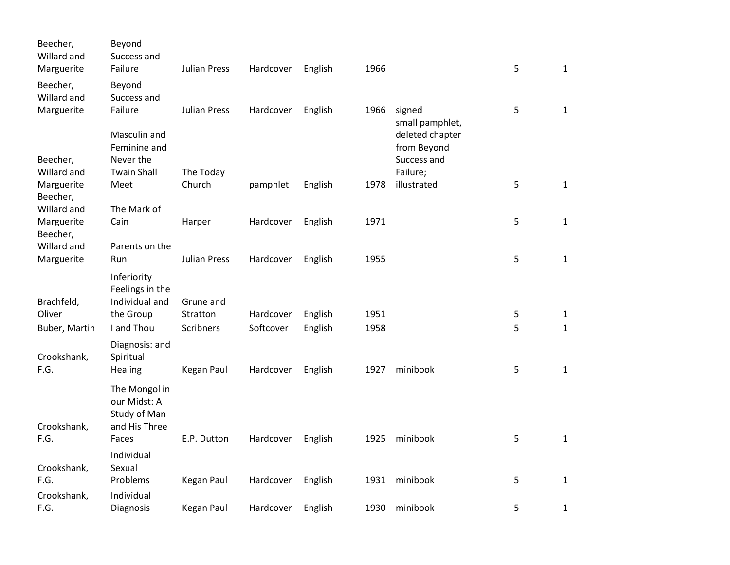| | | | | | | | | |
|---|---|---|---|---|---|---|---|---|
| Beecher, Willard and Marguerite | Beyond Success and Failure | Julian Press | Hardcover | English | 1966 | | 5 | 1 |
| Beecher, Willard and Marguerite | Beyond Success and Failure | Julian Press | Hardcover | English | 1966 | signed | 5 | 1 |
| Beecher, Willard and Marguerite | Masculin and Feminine and Never the Twain Shall Meet | The Today Church | pamphlet | English | 1978 | small pamphlet, deleted chapter from Beyond Success and Failure; illustrated | 5 | 1 |
| Beecher, Willard and Marguerite | The Mark of Cain | Harper | Hardcover | English | 1971 | | 5 | 1 |
| Beecher, Willard and Marguerite | Parents on the Run | Julian Press | Hardcover | English | 1955 | | 5 | 1 |
| Brachfeld, Oliver | Inferiority Feelings in the Individual and the Group | Grune and Stratton | Hardcover | English | 1951 | | 5 | 1 |
| Buber, Martin | I and Thou | Scribners | Softcover | English | 1958 | | 5 | 1 |
| Crookshank, F.G. | Diagnosis: and Spiritual Healing | Kegan Paul | Hardcover | English | 1927 | minibook | 5 | 1 |
| Crookshank, F.G. | The Mongol in our Midst: A Study of Man and His Three Faces | E.P. Dutton | Hardcover | English | 1925 | minibook | 5 | 1 |
| Crookshank, F.G. | Individual Sexual Problems | Kegan Paul | Hardcover | English | 1931 | minibook | 5 | 1 |
| Crookshank, F.G. | Individual Diagnosis | Kegan Paul | Hardcover | English | 1930 | minibook | 5 | 1 |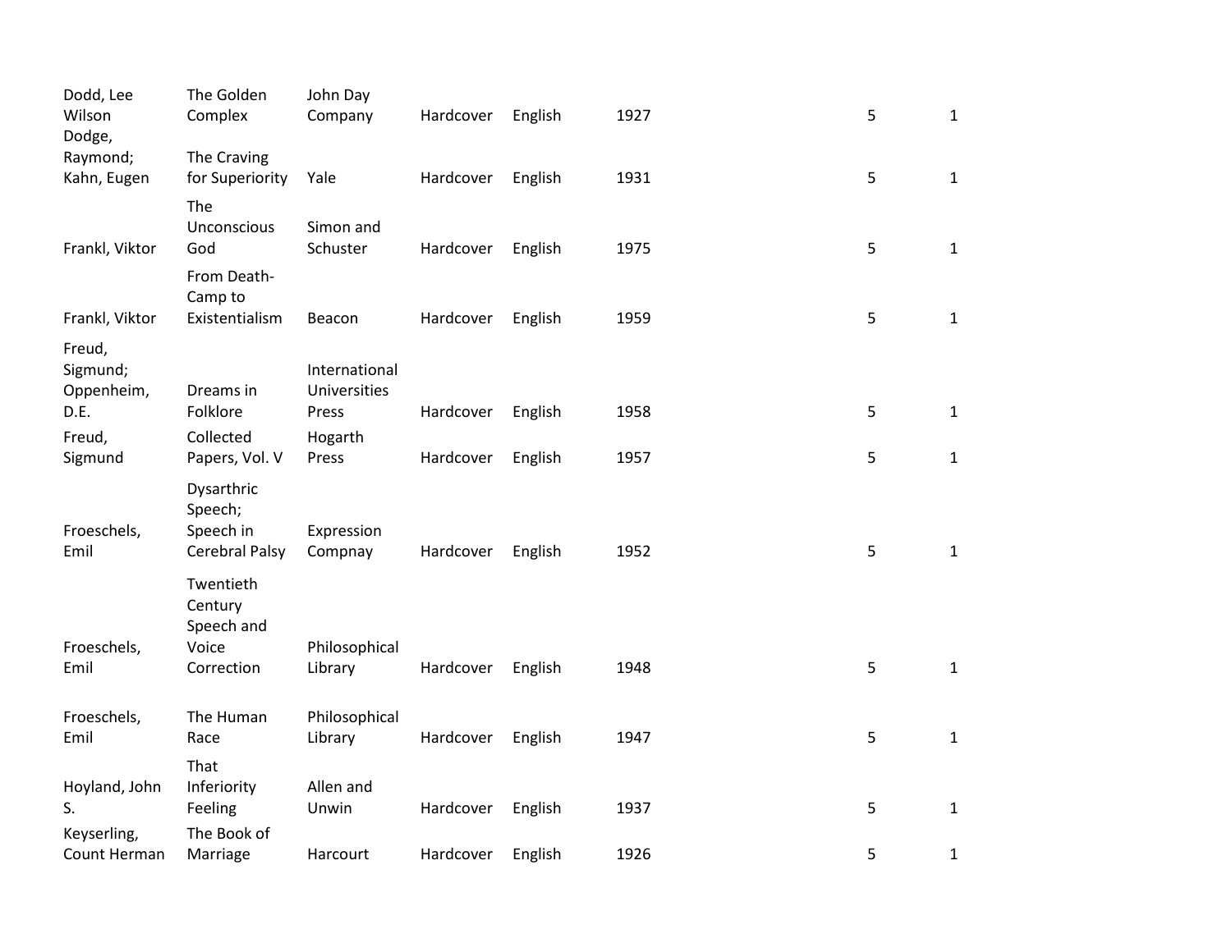| | | | | | | | |
|---|---|---|---|---|---|---|---|
| Dodd, Lee Wilson | The Golden Complex | John Day Company | Hardcover | English | 1927 | 5 | 1 |
| Dodge, Raymond; Kahn, Eugen | The Craving for Superiority | Yale | Hardcover | English | 1931 | 5 | 1 |
| Frankl, Viktor | The Unconscious God | Simon and Schuster | Hardcover | English | 1975 | 5 | 1 |
| Frankl, Viktor | From Death-Camp to Existentialism | Beacon | Hardcover | English | 1959 | 5 | 1 |
| Freud, Sigmund; Oppenheim, D.E. | Dreams in Folklore | International Universities Press | Hardcover | English | 1958 | 5 | 1 |
| Freud, Sigmund | Collected Papers, Vol. V | Hogarth Press | Hardcover | English | 1957 | 5 | 1 |
| Froeschels, Emil | Dysarthric Speech; Speech in Cerebral Palsy | Expression Compnay | Hardcover | English | 1952 | 5 | 1 |
| Froeschels, Emil | Twentieth Century Speech and Voice Correction | Philosophical Library | Hardcover | English | 1948 | 5 | 1 |
| Froeschels, Emil | The Human Race | Philosophical Library | Hardcover | English | 1947 | 5 | 1 |
| Hoyland, John S. | That Inferiority Feeling | Allen and Unwin | Hardcover | English | 1937 | 5 | 1 |
| Keyserling, Count Herman | The Book of Marriage | Harcourt | Hardcover | English | 1926 | 5 | 1 |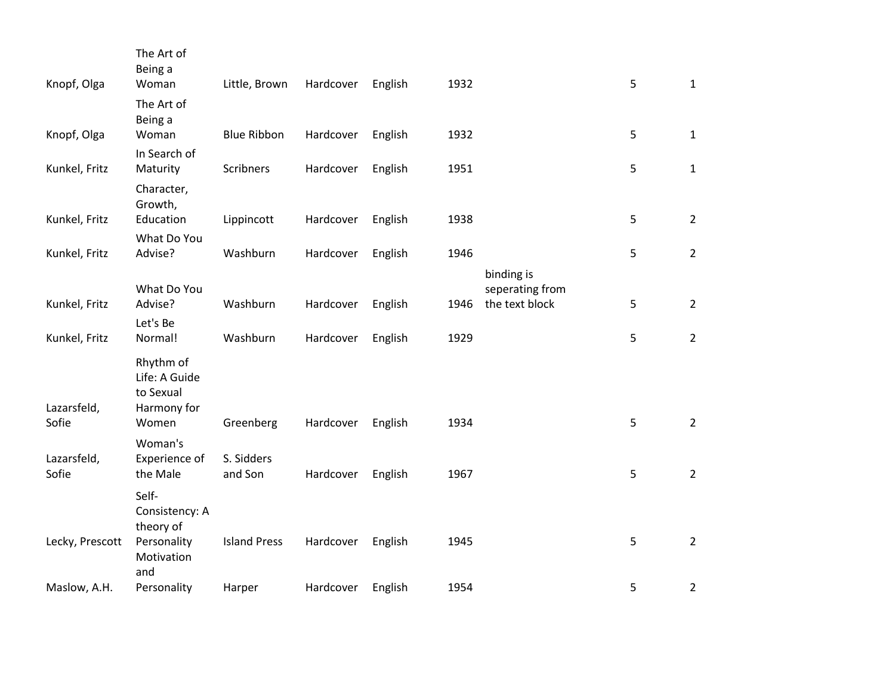| | | | | | | | | |
|---|---|---|---|---|---|---|---|---|
| Knopf, Olga | The Art of Being a Woman | Little, Brown | Hardcover | English | 1932 | | 5 | 1 |
| Knopf, Olga | The Art of Being a Woman | Blue Ribbon | Hardcover | English | 1932 | | 5 | 1 |
| Kunkel, Fritz | In Search of Maturity | Scribners | Hardcover | English | 1951 | | 5 | 1 |
| Kunkel, Fritz | Character, Growth, Education | Lippincott | Hardcover | English | 1938 | | 5 | 2 |
| Kunkel, Fritz | What Do You Advise? | Washburn | Hardcover | English | 1946 | | 5 | 2 |
| Kunkel, Fritz | What Do You Advise? | Washburn | Hardcover | English | 1946 | binding is seperating from the text block | 5 | 2 |
| Kunkel, Fritz | Let's Be Normal! | Washburn | Hardcover | English | 1929 | | 5 | 2 |
| Lazarsfeld, Sofie | Rhythm of Life: A Guide to Sexual Harmony for Women | Greenberg | Hardcover | English | 1934 | | 5 | 2 |
| Lazarsfeld, Sofie | Woman's Experience of the Male | S. Sidders and Son | Hardcover | English | 1967 | | 5 | 2 |
| Lecky, Prescott | Self-Consistency: A theory of Personality | Island Press | Hardcover | English | 1945 | | 5 | 2 |
| Maslow, A.H. | Motivation and Personality | Harper | Hardcover | English | 1954 | | 5 | 2 |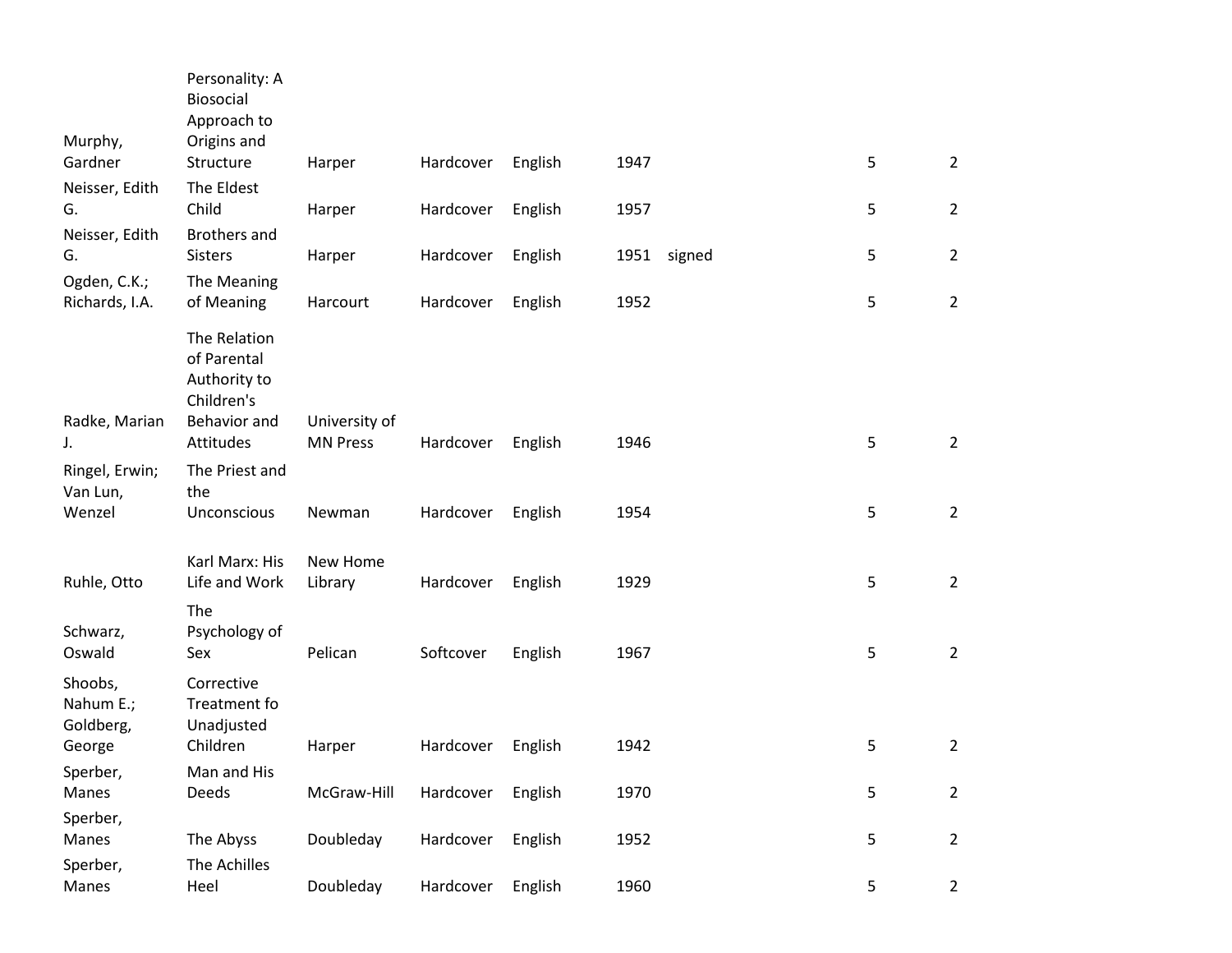| | | | | | | | | |
|---|---|---|---|---|---|---|---|---|
| Murphy, Gardner | Personality: A Biosocial Approach to Origins and Structure | Harper | Hardcover | English | 1947 | | 5 | 2 |
| Neisser, Edith G. | The Eldest Child | Harper | Hardcover | English | 1957 | | 5 | 2 |
| Neisser, Edith G. | Brothers and Sisters | Harper | Hardcover | English | 1951 | signed | 5 | 2 |
| Ogden, C.K.; Richards, I.A. | The Meaning of Meaning | Harcourt | Hardcover | English | 1952 | | 5 | 2 |
| Radke, Marian J. | The Relation of Parental Authority to Children's Behavior and Attitudes | University of MN Press | Hardcover | English | 1946 | | 5 | 2 |
| Ringel, Erwin; Van Lun, Wenzel | The Priest and the Unconscious | Newman | Hardcover | English | 1954 | | 5 | 2 |
| Ruhle, Otto | Karl Marx: His Life and Work | New Home Library | Hardcover | English | 1929 | | 5 | 2 |
| Schwarz, Oswald | The Psychology of Sex | Pelican | Softcover | English | 1967 | | 5 | 2 |
| Shoobs, Nahum E.; Goldberg, George | Corrective Treatment fo Unadjusted Children | Harper | Hardcover | English | 1942 | | 5 | 2 |
| Sperber, Manes | Man and His Deeds | McGraw-Hill | Hardcover | English | 1970 | | 5 | 2 |
| Sperber, Manes | The Abyss | Doubleday | Hardcover | English | 1952 | | 5 | 2 |
| Sperber, Manes | The Achilles Heel | Doubleday | Hardcover | English | 1960 | | 5 | 2 |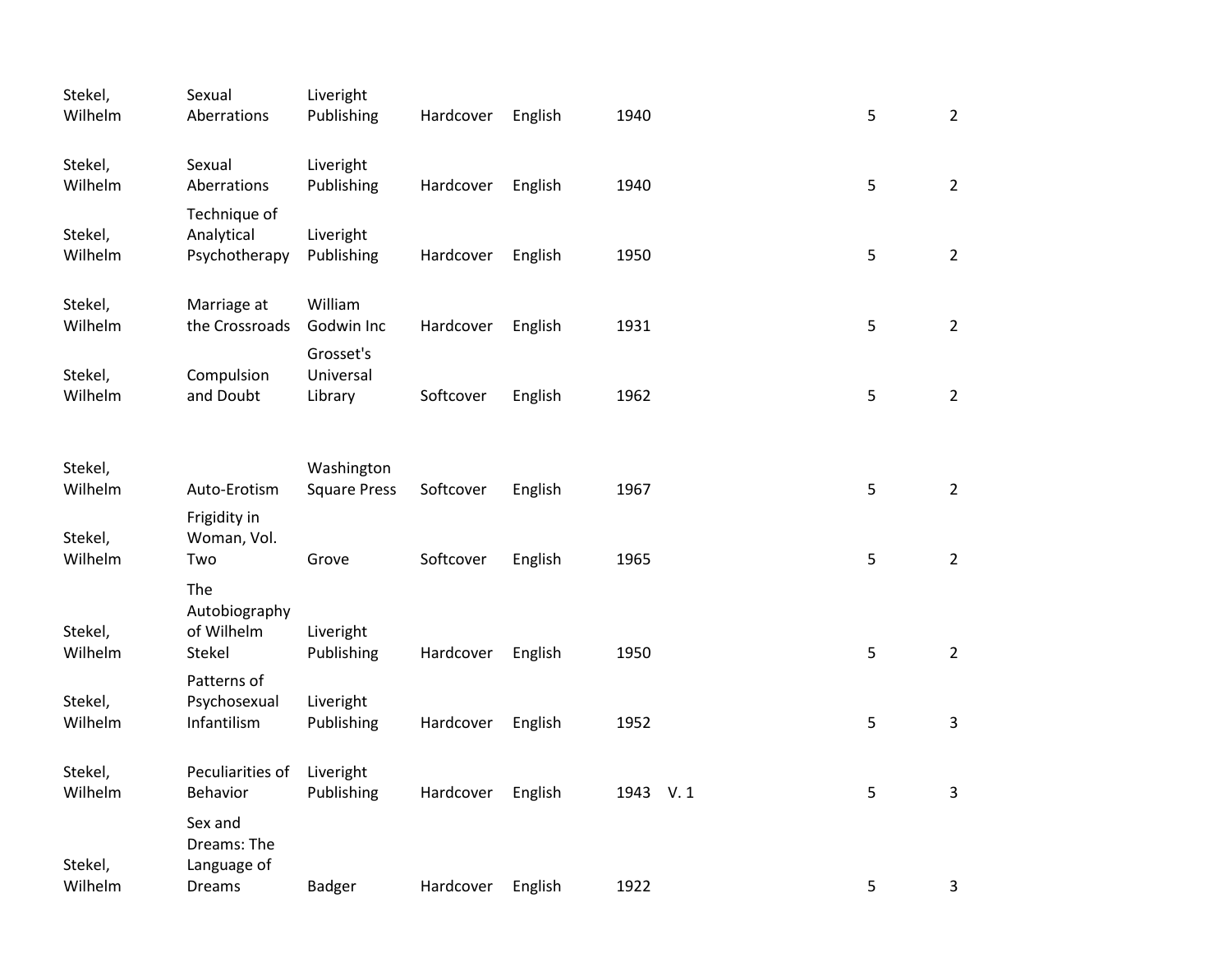| | | | | | | | | |
|---|---|---|---|---|---|---|---|---|
| Stekel, Wilhelm | Sexual Aberrations | Liveright Publishing | Hardcover | English | 1940 | | 5 | 2 |
| Stekel, Wilhelm | Sexual Aberrations | Liveright Publishing | Hardcover | English | 1940 | | 5 | 2 |
| Stekel, Wilhelm | Technique of Analytical Psychotherapy | Liveright Publishing | Hardcover | English | 1950 | | 5 | 2 |
| Stekel, Wilhelm | Marriage at the Crossroads | William Godwin Inc | Hardcover | English | 1931 | | 5 | 2 |
| Stekel, Wilhelm | Compulsion and Doubt | Grosset's Universal Library | Softcover | English | 1962 | | 5 | 2 |
| Stekel, Wilhelm | Auto-Erotism | Washington Square Press | Softcover | English | 1967 | | 5 | 2 |
| Stekel, Wilhelm | Frigidity in Woman, Vol. Two | Grove | Softcover | English | 1965 | | 5 | 2 |
| Stekel, Wilhelm | The Autobiography of Wilhelm Stekel | Liveright Publishing | Hardcover | English | 1950 | | 5 | 2 |
| Stekel, Wilhelm | Patterns of Psychosexual Infantilism | Liveright Publishing | Hardcover | English | 1952 | | 5 | 3 |
| Stekel, Wilhelm | Peculiarities of Behavior | Liveright Publishing | Hardcover | English | 1943 | V. 1 | 5 | 3 |
| Stekel, Wilhelm | Sex and Dreams: The Language of Dreams | Badger | Hardcover | English | 1922 | | 5 | 3 |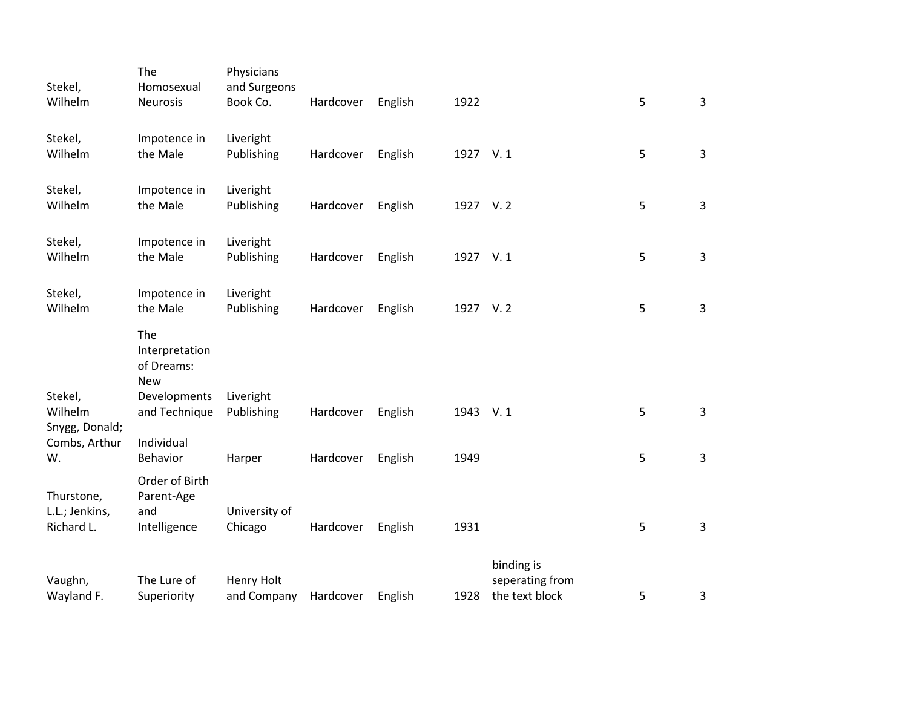| | | | | | | | | |
|---|---|---|---|---|---|---|---|---|
| Stekel, Wilhelm | The Homosexual Neurosis | Physicians and Surgeons Book Co. | Hardcover | English | 1922 | | 5 | 3 |
| Stekel, Wilhelm | Impotence in the Male | Liveright Publishing | Hardcover | English | 1927 | V. 1 | 5 | 3 |
| Stekel, Wilhelm | Impotence in the Male | Liveright Publishing | Hardcover | English | 1927 | V. 2 | 5 | 3 |
| Stekel, Wilhelm | Impotence in the Male | Liveright Publishing | Hardcover | English | 1927 | V. 1 | 5 | 3 |
| Stekel, Wilhelm | Impotence in the Male | Liveright Publishing | Hardcover | English | 1927 | V. 2 | 5 | 3 |
| Stekel, Wilhelm | The Interpretation of Dreams: New Developments and Technique | Liveright Publishing | Hardcover | English | 1943 | V. 1 | 5 | 3 |
| Snygg, Donald; Combs, Arthur W. | Individual Behavior | Harper | Hardcover | English | 1949 | | 5 | 3 |
| Thurstone, L.L.; Jenkins, Richard L. | Order of Birth Parent-Age and Intelligence | University of Chicago | Hardcover | English | 1931 | | 5 | 3 |
| Vaughn, Wayland F. | The Lure of Superiority | Henry Holt and Company | Hardcover | English | 1928 | binding is seperating from the text block | 5 | 3 |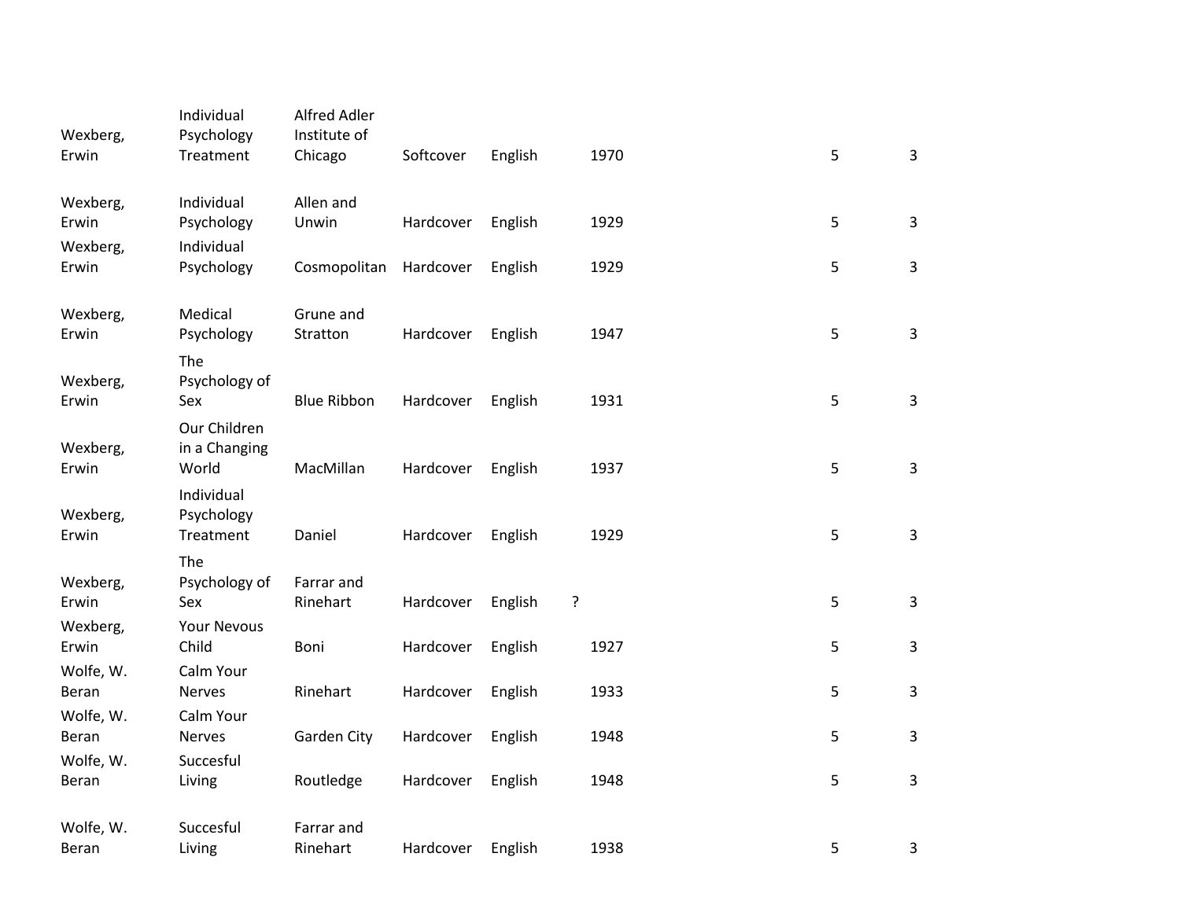| | | | | | | | |
|---|---|---|---|---|---|---|---|
| Wexberg, Erwin | Individual Psychology Treatment | Alfred Adler Institute of Chicago | Softcover | English | 1970 | 5 | 3 |
| Wexberg, Erwin | Individual Psychology | Allen and Unwin | Hardcover | English | 1929 | 5 | 3 |
| Wexberg, Erwin | Individual Psychology | Cosmopolitan | Hardcover | English | 1929 | 5 | 3 |
| Wexberg, Erwin | Medical Psychology | Grune and Stratton | Hardcover | English | 1947 | 5 | 3 |
| Wexberg, Erwin | The Psychology of Sex | Blue Ribbon | Hardcover | English | 1931 | 5 | 3 |
| Wexberg, Erwin | Our Children in a Changing World | MacMillan | Hardcover | English | 1937 | 5 | 3 |
| Wexberg, Erwin | Individual Psychology Treatment | Daniel | Hardcover | English | 1929 | 5 | 3 |
| Wexberg, Erwin | The Psychology of Sex | Farrar and Rinehart | Hardcover | English | ? | 5 | 3 |
| Wexberg, Erwin | Your Nevous Child | Boni | Hardcover | English | 1927 | 5 | 3 |
| Wolfe, W. Beran | Calm Your Nerves | Rinehart | Hardcover | English | 1933 | 5 | 3 |
| Wolfe, W. Beran | Calm Your Nerves | Garden City | Hardcover | English | 1948 | 5 | 3 |
| Wolfe, W. Beran | Succesful Living | Routledge | Hardcover | English | 1948 | 5 | 3 |
| Wolfe, W. Beran | Succesful Living | Farrar and Rinehart | Hardcover | English | 1938 | 5 | 3 |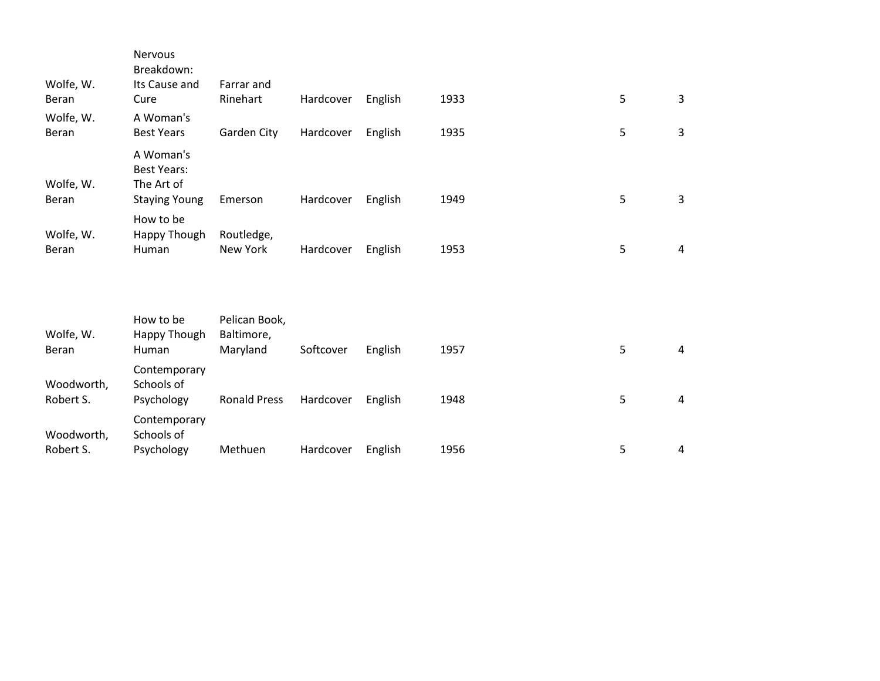| | | | | | | | |
|---|---|---|---|---|---|---|---|
| Wolfe, W. Beran | Nervous Breakdown: Its Cause and Cure | Farrar and Rinehart | Hardcover | English | 1933 | 5 | 3 |
| Wolfe, W. Beran | A Woman's Best Years | Garden City | Hardcover | English | 1935 | 5 | 3 |
| Wolfe, W. Beran | A Woman's Best Years: The Art of Staying Young | Emerson | Hardcover | English | 1949 | 5 | 3 |
| Wolfe, W. Beran | How to be Happy Though Human | Routledge, New York | Hardcover | English | 1953 | 5 | 4 |
| Wolfe, W. Beran | How to be Happy Though Human | Pelican Book, Baltimore, Maryland | Softcover | English | 1957 | 5 | 4 |
| Woodworth, Robert S. | Contemporary Schools of Psychology | Ronald Press | Hardcover | English | 1948 | 5 | 4 |
| Woodworth, Robert S. | Contemporary Schools of Psychology | Methuen | Hardcover | English | 1956 | 5 | 4 |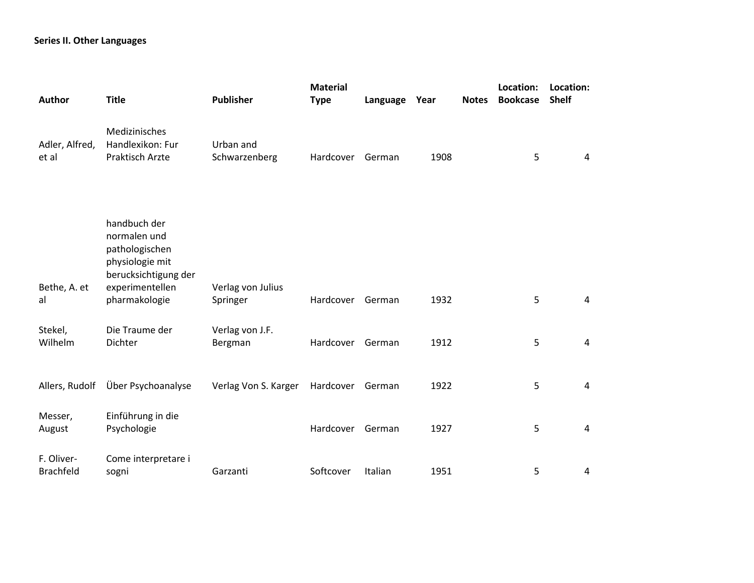**Series II. Other Languages**

| Author | Title | Publisher | Material Type | Language | Year | Notes | Location: Bookcase | Location: Shelf |
|---|---|---|---|---|---|---|---|---|
| Adler, Alfred, et al | Medizinisches Handlexikon: Fur Praktisch Arzte | Urban and Schwarzenberg | Hardcover | German | 1908 | | 5 | 4 |
| Bethe, A. et al | handbuch der normalen und pathologischen physiologie mit berucksichtigung der experimentellen pharmakologie | Verlag von Julius Springer | Hardcover | German | 1932 | | 5 | 4 |
| Stekel, Wilhelm | Die Traume der Dichter | Verlag von J.F. Bergman | Hardcover | German | 1912 | | 5 | 4 |
| Allers, Rudolf | Über Psychoanalyse | Verlag Von S. Karger | Hardcover | German | 1922 | | 5 | 4 |
| Messer, August | Einführung in die Psychologie | | Hardcover | German | 1927 | | 5 | 4 |
| F. Oliver-Brachfeld | Come interpretare i sogni | Garzanti | Softcover | Italian | 1951 | | 5 | 4 |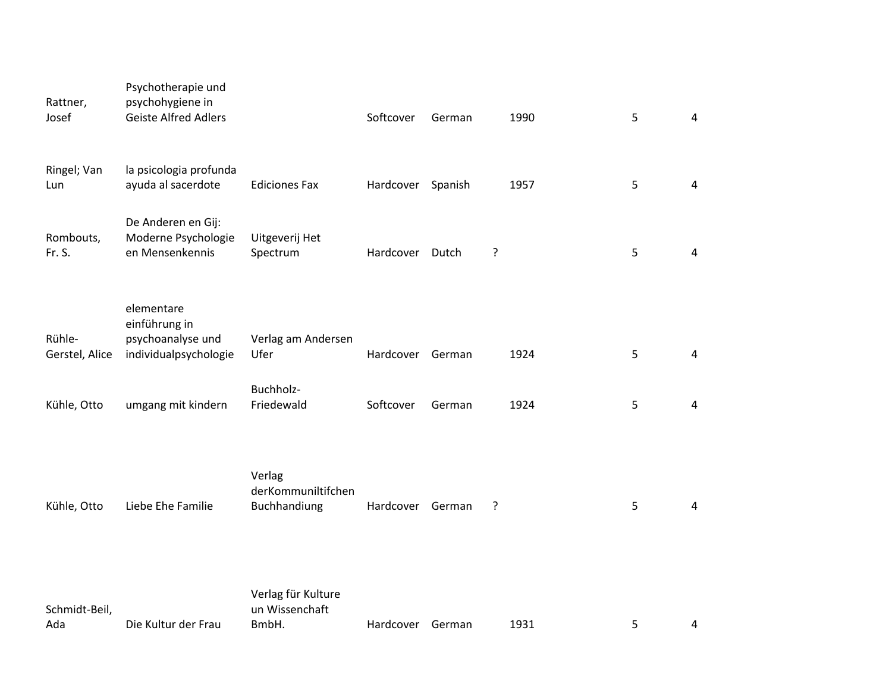| | | | | | | | | |
|---|---|---|---|---|---|---|---|---|
| Rattner, Josef | Psychotherapie und psychohygiene in Geiste Alfred Adlers | | Softcover | German | | 1990 | 5 | 4 |
| Ringel; Van Lun | la psicologia profunda ayuda al sacerdote | Ediciones Fax | Hardcover | Spanish | | 1957 | 5 | 4 |
| Rombouts, Fr. S. | De Anderen en Gij: Moderne Psychologie en Mensenkennis | Uitgeverij Het Spectrum | Hardcover | Dutch | ? | | 5 | 4 |
| Rühle-Gerstel, Alice | elementare einführung in psychoanalyse und individualpsychologie | Verlag am Andersen Ufer | Hardcover | German | | 1924 | 5 | 4 |
| Kühle, Otto | umgang mit kindern | Buchholz-Friedewald | Softcover | German | | 1924 | 5 | 4 |
| Kühle, Otto | Liebe Ehe Familie | Verlag derKommuniltifchen Buchhandiung | Hardcover | German | ? | | 5 | 4 |
| Schmidt-Beil, Ada | Die Kultur der Frau | Verlag für Kulture un Wissenchaft BmbH. | Hardcover | German | | 1931 | 5 | 4 |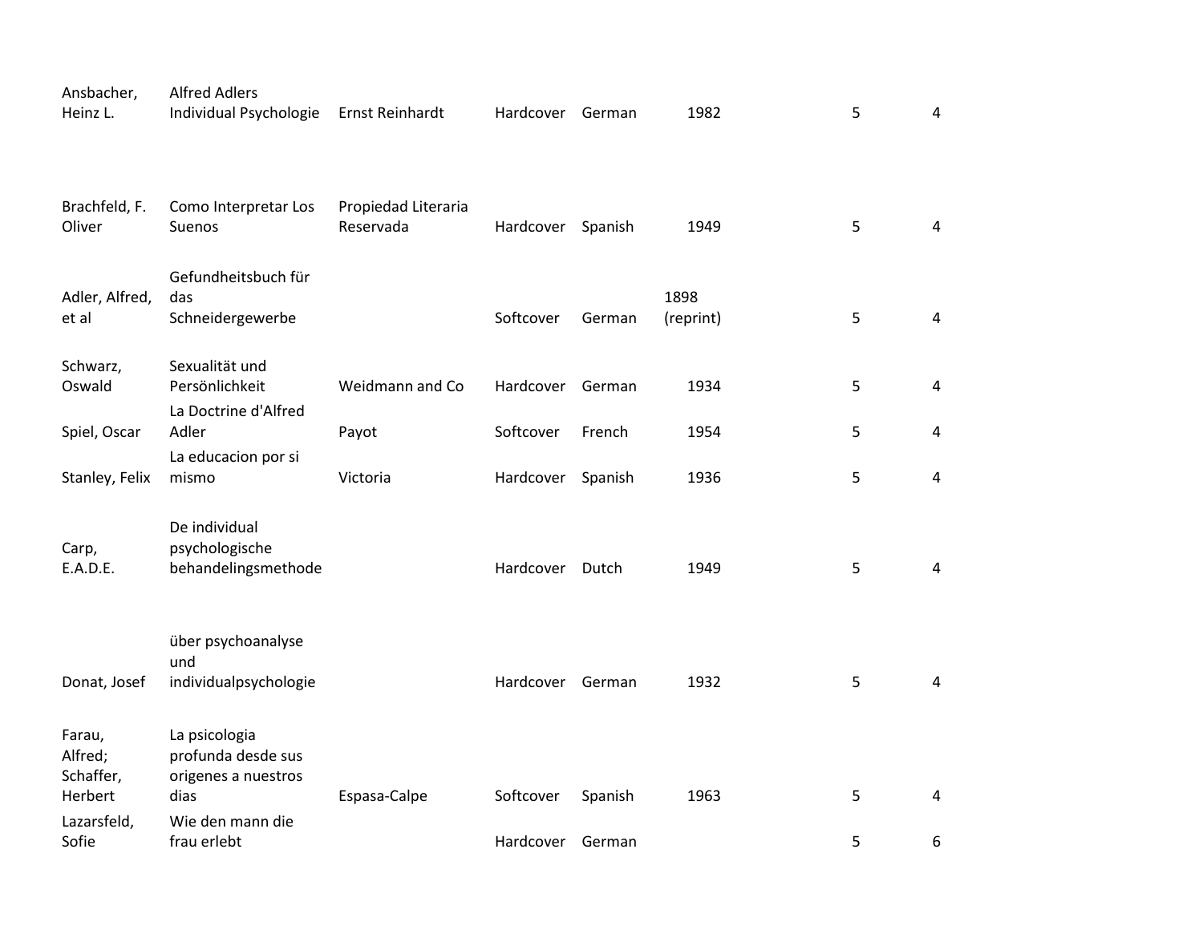| | | | | | | | |
|---|---|---|---|---|---|---|---|
| Ansbacher, Heinz L. | Alfred Adlers Individual Psychologie | Ernst Reinhardt | Hardcover | German | 1982 | 5 | 4 |
| Brachfeld, F. Oliver | Como Interpretar Los Suenos | Propiedad Literaria Reservada | Hardcover | Spanish | 1949 | 5 | 4 |
| Adler, Alfred, et al | Gefundheitsbuch für das Schneidergewerbe | | Softcover | German | 1898 (reprint) | 5 | 4 |
| Schwarz, Oswald | Sexualität und Persönlichkeit | Weidmann and Co | Hardcover | German | 1934 | 5 | 4 |
| Spiel, Oscar | La Doctrine d'Alfred Adler | Payot | Softcover | French | 1954 | 5 | 4 |
| Stanley, Felix | La educacion por si mismo | Victoria | Hardcover | Spanish | 1936 | 5 | 4 |
| Carp, E.A.D.E. | De individual psychologische behandelingsmethode | | Hardcover | Dutch | 1949 | 5 | 4 |
| Donat, Josef | über psychoanalyse und individualpsychologie | | Hardcover | German | 1932 | 5 | 4 |
| Farau, Alfred; Schaffer, Herbert | La psicologia profunda desde sus origenes a nuestros dias | Espasa-Calpe | Softcover | Spanish | 1963 | 5 | 4 |
| Lazarsfeld, Sofie | Wie den mann die frau erlebt | | Hardcover | German | | 5 | 6 |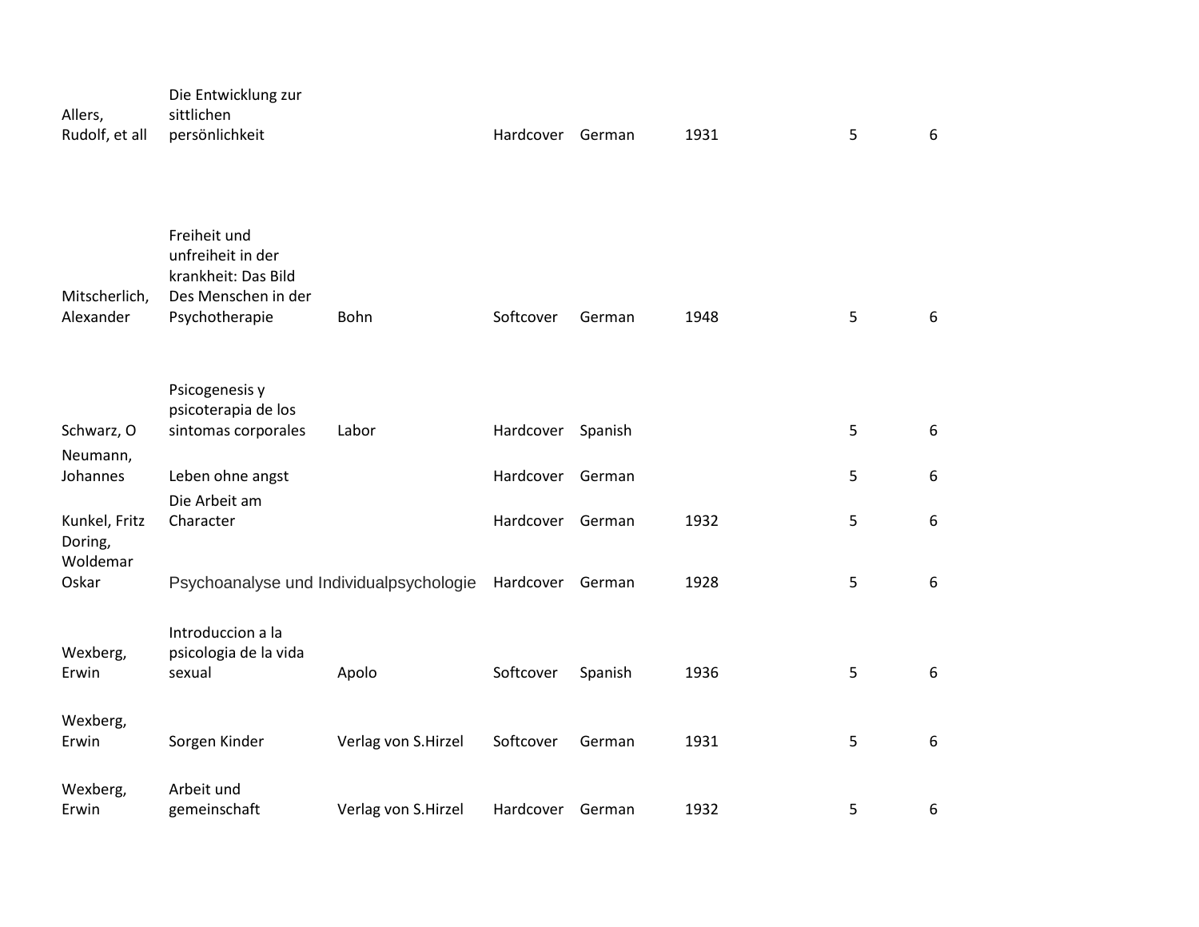| | | | | | | | |
|---|---|---|---|---|---|---|---|
| Allers, Rudolf, et all | Die Entwicklung zur sittlichen persönlichkeit | | Hardcover | German | 1931 | 5 | 6 |
| Mitscherlich, Alexander | Freiheit und unfreiheit in der krankheit: Das Bild Des Menschen in der Psychotherapie | Bohn | Softcover | German | 1948 | 5 | 6 |
| Schwarz, O | Psicogenesis y psicoterapia de los sintomas corporales | Labor | Hardcover | Spanish | | 5 | 6 |
| Neumann, Johannes | Leben ohne angst | | Hardcover | German | | 5 | 6 |
| Kunkel, Fritz | Die Arbeit am Character | | Hardcover | German | 1932 | 5 | 6 |
| Doring, Woldemar Oskar | Psychoanalyse und Individualpsychologie | | Hardcover | German | 1928 | 5 | 6 |
| Wexberg, Erwin | Introduccion a la psicologia de la vida sexual | Apolo | Softcover | Spanish | 1936 | 5 | 6 |
| Wexberg, Erwin | Sorgen Kinder | Verlag von S.Hirzel | Softcover | German | 1931 | 5 | 6 |
| Wexberg, Erwin | Arbeit und gemeinschaft | Verlag von S.Hirzel | Hardcover | German | 1932 | 5 | 6 |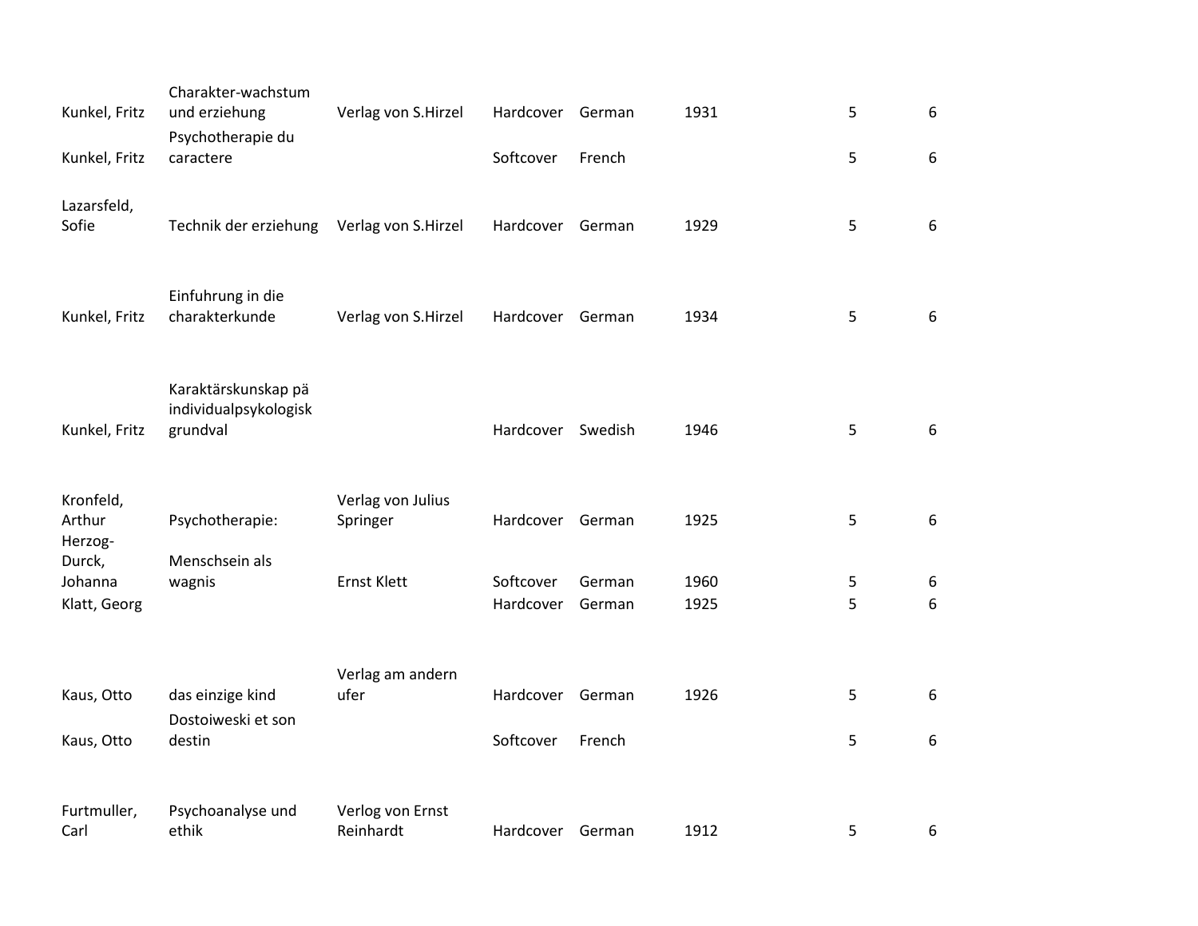| | | | | | | | |
|---|---|---|---|---|---|---|---|
| Kunkel, Fritz | Charakter-wachstum und erziehung | Verlag von S.Hirzel | Hardcover | German | 1931 | 5 | 6 |
| Kunkel, Fritz | Psychotherapie du caractere | | Softcover | French | | 5 | 6 |
| Lazarsfeld, Sofie | Technik der erziehung | Verlag von S.Hirzel | Hardcover | German | 1929 | 5 | 6 |
| Kunkel, Fritz | Einfuhrung in die charakterkunde | Verlag von S.Hirzel | Hardcover | German | 1934 | 5 | 6 |
| Kunkel, Fritz | Karaktärskunskap pä individualpsykologisk grundval | | Hardcover | Swedish | 1946 | 5 | 6 |
| Kronfeld, Arthur | Psychotherapie: | Verlag von Julius Springer | Hardcover | German | 1925 | 5 | 6 |
| Herzog-Durck, Johanna | Menschsein als wagnis | Ernst Klett | Softcover | German | 1960 | 5 | 6 |
| Klatt, Georg | | | Hardcover | German | 1925 | 5 | 6 |
| Kaus, Otto | das einzige kind | Verlag am andern ufer | Hardcover | German | 1926 | 5 | 6 |
| Kaus, Otto | Dostoiweski et son destin | | Softcover | French | | 5 | 6 |
| Furtmuller, Carl | Psychoanalyse und ethik | Verlog von Ernst Reinhardt | Hardcover | German | 1912 | 5 | 6 |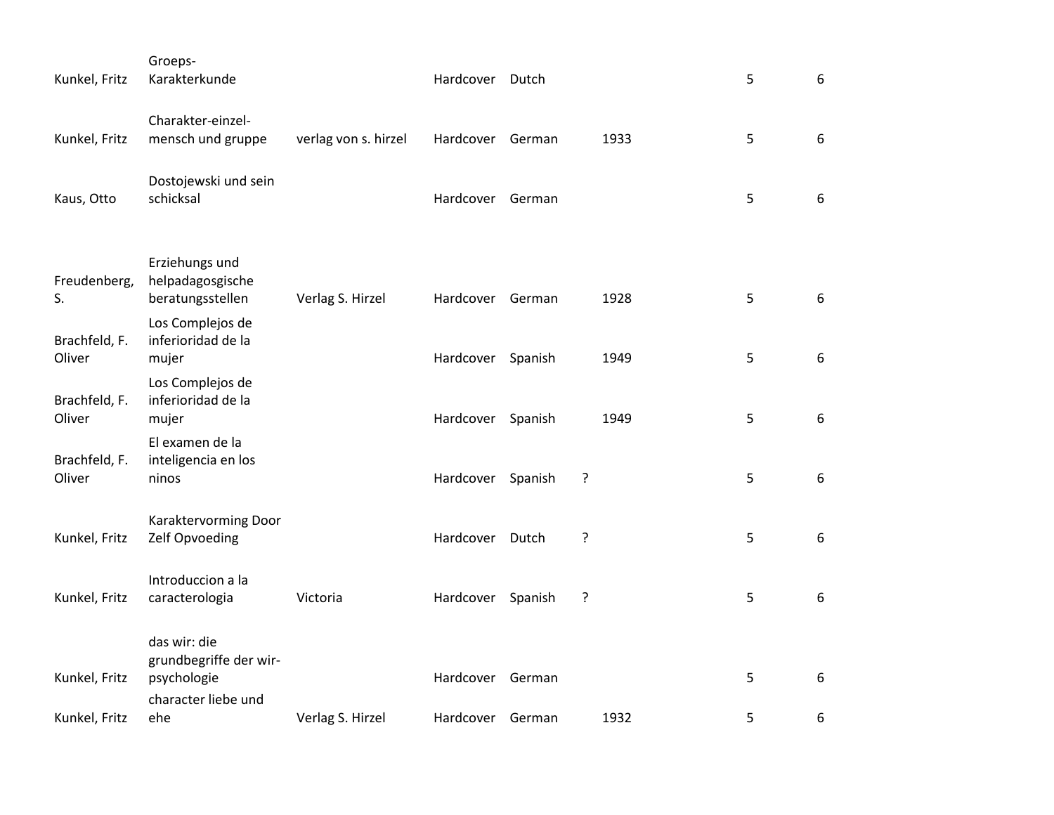| | | | | | | | | |
|---|---|---|---|---|---|---|---|---|
| Kunkel, Fritz | Groeps-Karakterkunde | | Hardcover | Dutch | | | 5 | 6 |
| Kunkel, Fritz | Charakter-einzel-mensch und gruppe | verlag von s. hirzel | Hardcover | German | | 1933 | 5 | 6 |
| Kaus, Otto | Dostojewski und sein schicksal | | Hardcover | German | | | 5 | 6 |
| Freudenberg, S. | Erziehungs und helpadagosgische beratungsstellen | Verlag S. Hirzel | Hardcover | German | | 1928 | 5 | 6 |
| Brachfeld, F. Oliver | Los Complejos de inferioridad de la mujer | | Hardcover | Spanish | | 1949 | 5 | 6 |
| Brachfeld, F. Oliver | Los Complejos de inferioridad de la mujer | | Hardcover | Spanish | | 1949 | 5 | 6 |
| Brachfeld, F. Oliver | El examen de la inteligencia en los ninos | | Hardcover | Spanish | ? | | 5 | 6 |
| Kunkel, Fritz | Karaktervorming Door Zelf Opvoeding | | Hardcover | Dutch | ? | | 5 | 6 |
| Kunkel, Fritz | Introduccion a la caracterologia | Victoria | Hardcover | Spanish | ? | | 5 | 6 |
| Kunkel, Fritz | das wir: die grundbegriffe der wir-psychologie | | Hardcover | German | | | 5 | 6 |
| Kunkel, Fritz | character liebe und ehe | Verlag S. Hirzel | Hardcover | German | | 1932 | 5 | 6 |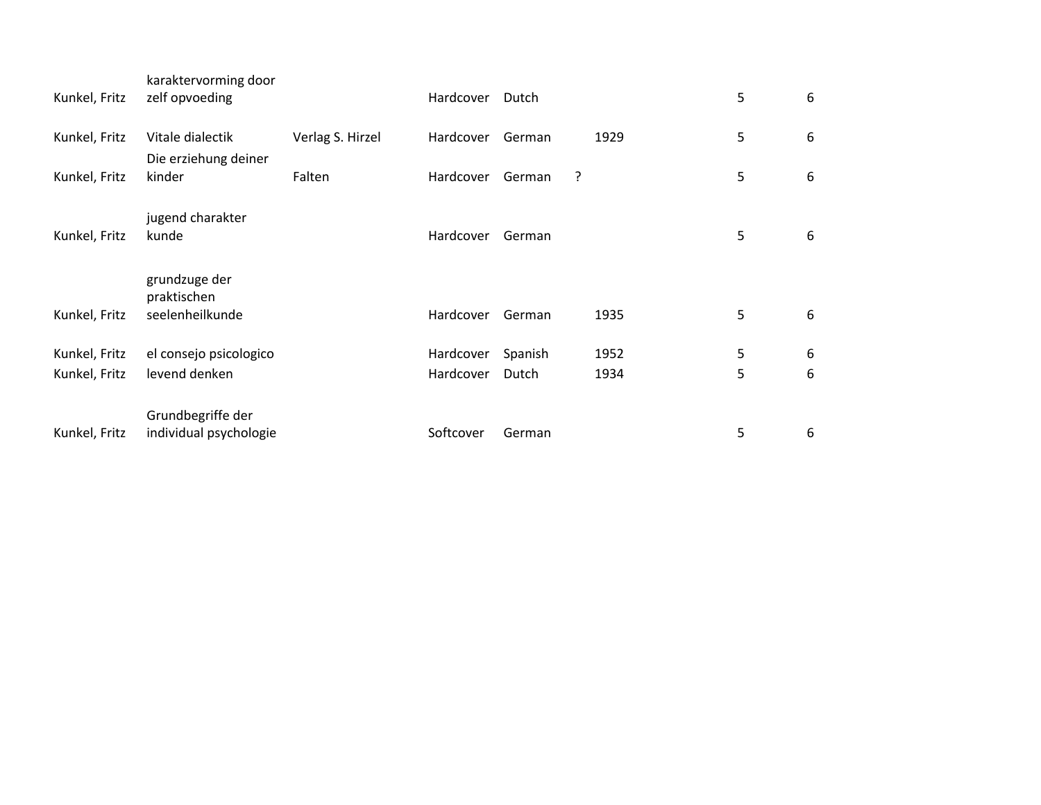| | | | | | | | | |
|---|---|---|---|---|---|---|---|---|
| Kunkel, Fritz | karaktervorming door zelf opvoeding | | Hardcover | Dutch | | | 5 | 6 |
| Kunkel, Fritz | Vitale dialectik | Verlag S. Hirzel | Hardcover | German | | 1929 | 5 | 6 |
| Kunkel, Fritz | Die erziehung deiner kinder | Falten | Hardcover | German | ? | | 5 | 6 |
| Kunkel, Fritz | jugend charakter kunde | | Hardcover | German | | | 5 | 6 |
| Kunkel, Fritz | grundzuge der praktischen seelenheilkunde | | Hardcover | German | | 1935 | 5 | 6 |
| Kunkel, Fritz | el consejo psicologico | | Hardcover | Spanish | | 1952 | 5 | 6 |
| Kunkel, Fritz | levend denken | | Hardcover | Dutch | | 1934 | 5 | 6 |
| Kunkel, Fritz | Grundbegriffe der individual psychologie | | Softcover | German | | | 5 | 6 |